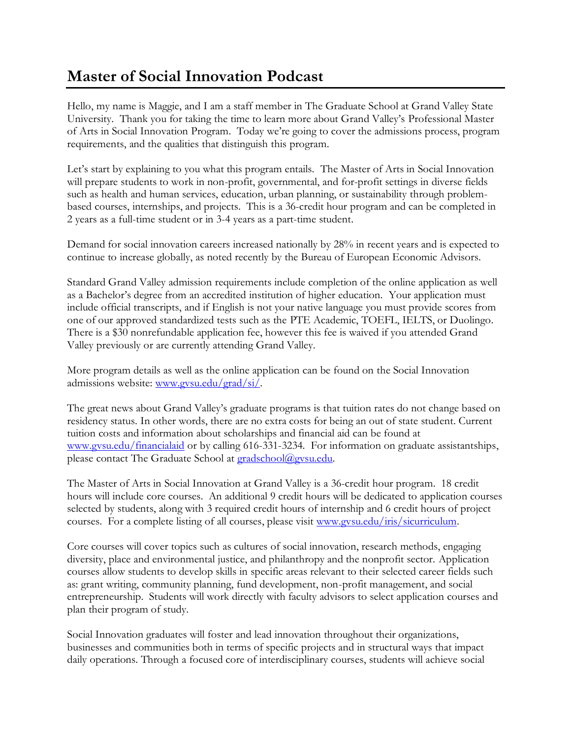# Master of Social Innovation Podcast

Hello, my name is Maggie, and I am a staff member in The Graduate School at Grand Valley State University. Thank you for taking the time to learn more about Grand Valley's Professional Master of Arts in Social Innovation Program. Today we're going to cover the admissions process, program requirements, and the qualities that distinguish this program.

Let's start by explaining to you what this program entails. The Master of Arts in Social Innovation will prepare students to work in non-profit, governmental, and for-profit settings in diverse fields such as health and human services, education, urban planning, or sustainability through problem-based courses, internships, and projects. This is a 36-credit hour program and can be completed in 2 years as a full-time student or in 3-4 years as a part-time student.

Demand for social innovation careers increased nationally by 28% in recent years and is expected to continue to increase globally, as noted recently by the Bureau of European Economic Advisors.

Standard Grand Valley admission requirements include completion of the online application as well as a Bachelor's degree from an accredited institution of higher education. Your application must include official transcripts, and if English is not your native language you must provide scores from one of our approved standardized tests such as the PTE Academic, TOEFL, IELTS, or Duolingo. There is a $30 nonrefundable application fee, however this fee is waived if you attended Grand Valley previously or are currently attending Grand Valley.

More program details as well as the online application can be found on the Social Innovation admissions website: [www.gvsu.edu/grad/si/](www.gvsu.edu/grad/si/).

The great news about Grand Valley's graduate programs is that tuition rates do not change based on residency status. In other words, there are no extra costs for being an out of state student. Current tuition costs and information about scholarships and financial aid can be found at [www.gvsu.edu/financialaid](www.gvsu.edu/financialaid) or by calling 616-331-3234. For information on graduate assistantships, please contact The Graduate School at [gradschool@gvsu.edu](mailto:gradschool@gvsu.edu).

The Master of Arts in Social Innovation at Grand Valley is a 36-credit hour program. 18 credit hours will include core courses. An additional 9 credit hours will be dedicated to application courses selected by students, along with 3 required credit hours of internship and 6 credit hours of project courses. For a complete listing of all courses, please visit [www.gvsu.edu/iris/sicurriculum](www.gvsu.edu/iris/sicurriculum).

Core courses will cover topics such as cultures of social innovation, research methods, engaging diversity, place and environmental justice, and philanthropy and the nonprofit sector. Application courses allow students to develop skills in specific areas relevant to their selected career fields such as: grant writing, community planning, fund development, non-profit management, and social entrepreneurship. Students will work directly with faculty advisors to select application courses and plan their program of study.

Social Innovation graduates will foster and lead innovation throughout their organizations, businesses and communities both in terms of specific projects and in structural ways that impact daily operations. Through a focused core of interdisciplinary courses, students will achieve social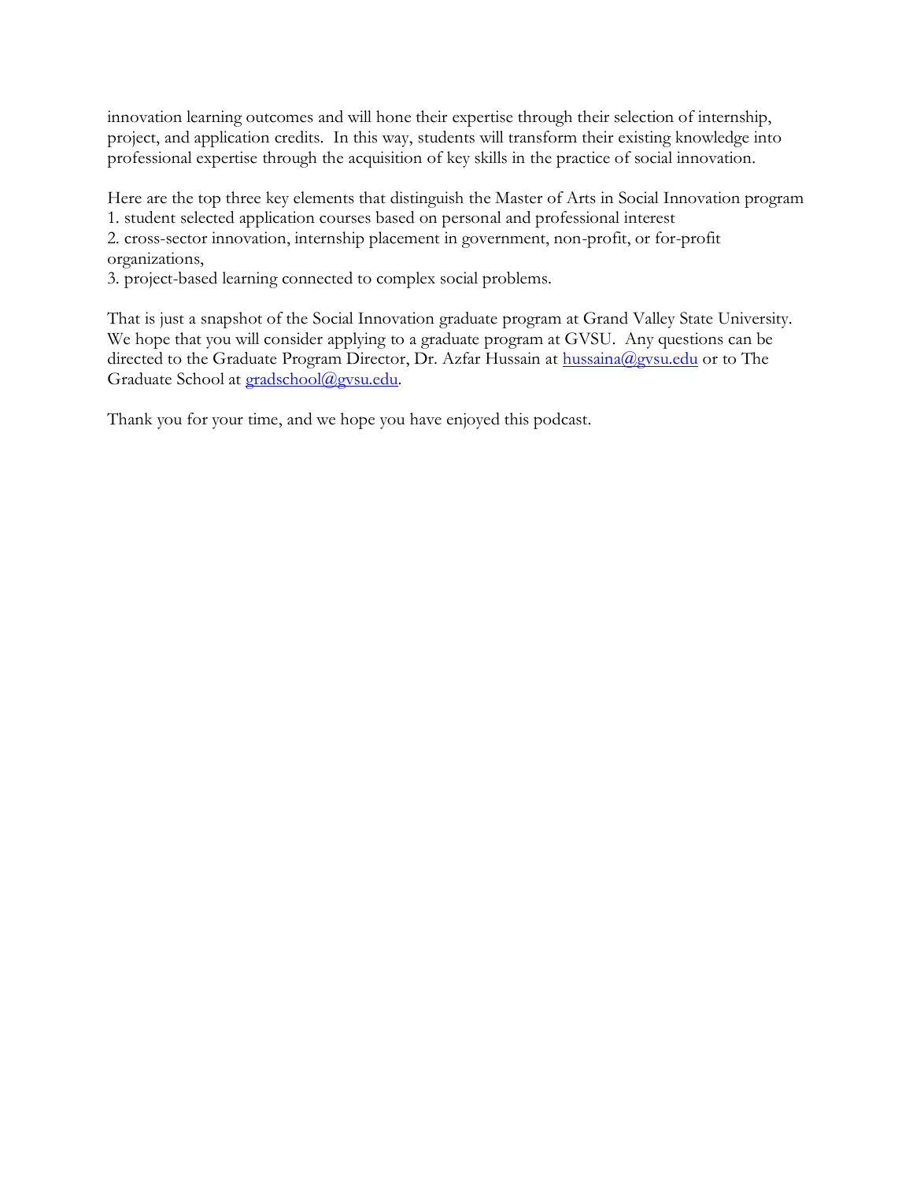innovation learning outcomes and will hone their expertise through their selection of internship, project, and application credits. In this way, students will transform their existing knowledge into professional expertise through the acquisition of key skills in the practice of social innovation.

Here are the top three key elements that distinguish the Master of Arts in Social Innovation program
1. student selected application courses based on personal and professional interest
2. cross-sector innovation, internship placement in government, non-profit, or for-profit organizations,
3. project-based learning connected to complex social problems.

That is just a snapshot of the Social Innovation graduate program at Grand Valley State University. We hope that you will consider applying to a graduate program at GVSU. Any questions can be directed to the Graduate Program Director, Dr. Azfar Hussain at hussaina@gvsu.edu or to The Graduate School at gradschool@gvsu.edu.

Thank you for your time, and we hope you have enjoyed this podcast.